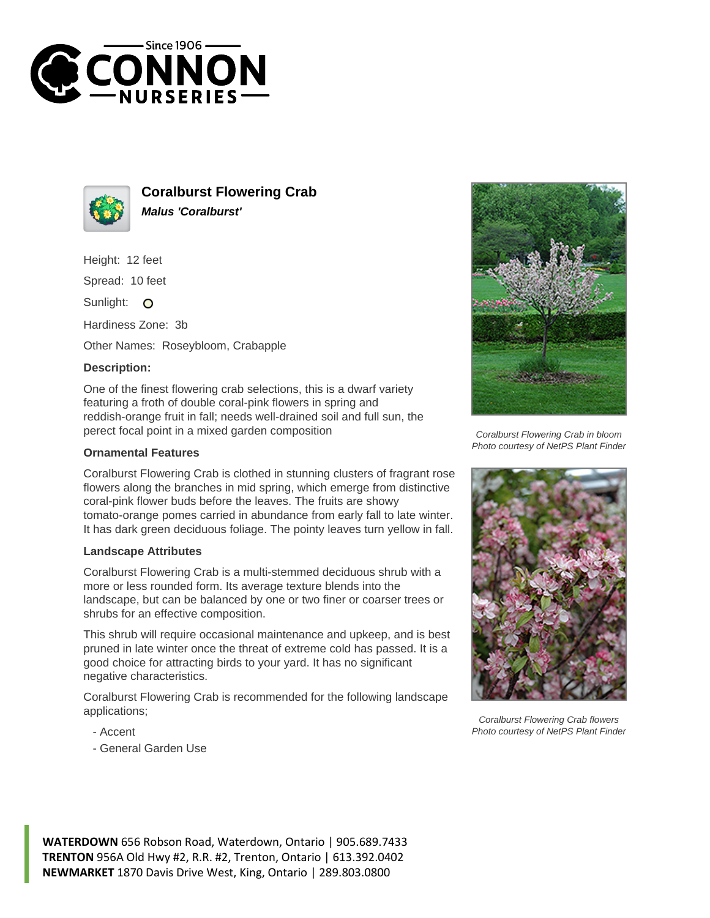# Coralburst Flowering Crab

***Malus 'Coralburst'***

Height: 12 feet

Spread: 10 feet

Sunlight: O

Hardiness Zone: 3b

Other Names: Roseybloom, Crabapple

**Description:**

One of the finest flowering crab selections, this is a dwarf variety featuring a froth of double coral-pink flowers in spring and reddish-orange fruit in fall; needs well-drained soil and full sun, the perect focal point in a mixed garden composition

### Ornamental Features

Coralburst Flowering Crab is clothed in stunning clusters of fragrant rose flowers along the branches in mid spring, which emerge from distinctive coral-pink flower buds before the leaves. The fruits are showy tomato-orange pomes carried in abundance from early fall to late winter. It has dark green deciduous foliage. The pointy leaves turn yellow in fall.

### Landscape Attributes

Coralburst Flowering Crab is a multi-stemmed deciduous shrub with a more or less rounded form. Its average texture blends into the landscape, but can be balanced by one or two finer or coarser trees or shrubs for an effective composition.

This shrub will require occasional maintenance and upkeep, and is best pruned in late winter once the threat of extreme cold has passed. It is a good choice for attracting birds to your yard. It has no significant negative characteristics.

Coralburst Flowering Crab is recommended for the following landscape applications;

- Accent
- General Garden Use

*Coralburst Flowering Crab in bloom*
*Photo courtesy of NetPS Plant Finder*

*Coralburst Flowering Crab flowers*
*Photo courtesy of NetPS Plant Finder*

**WATERDOWN** 656 Robson Road, Waterdown, Ontario | 905.689.7433
**TRENTON** 956A Old Hwy #2, R.R. #2, Trenton, Ontario | 613.392.0402
**NEWMARKET** 1870 Davis Drive West, King, Ontario | 289.803.0800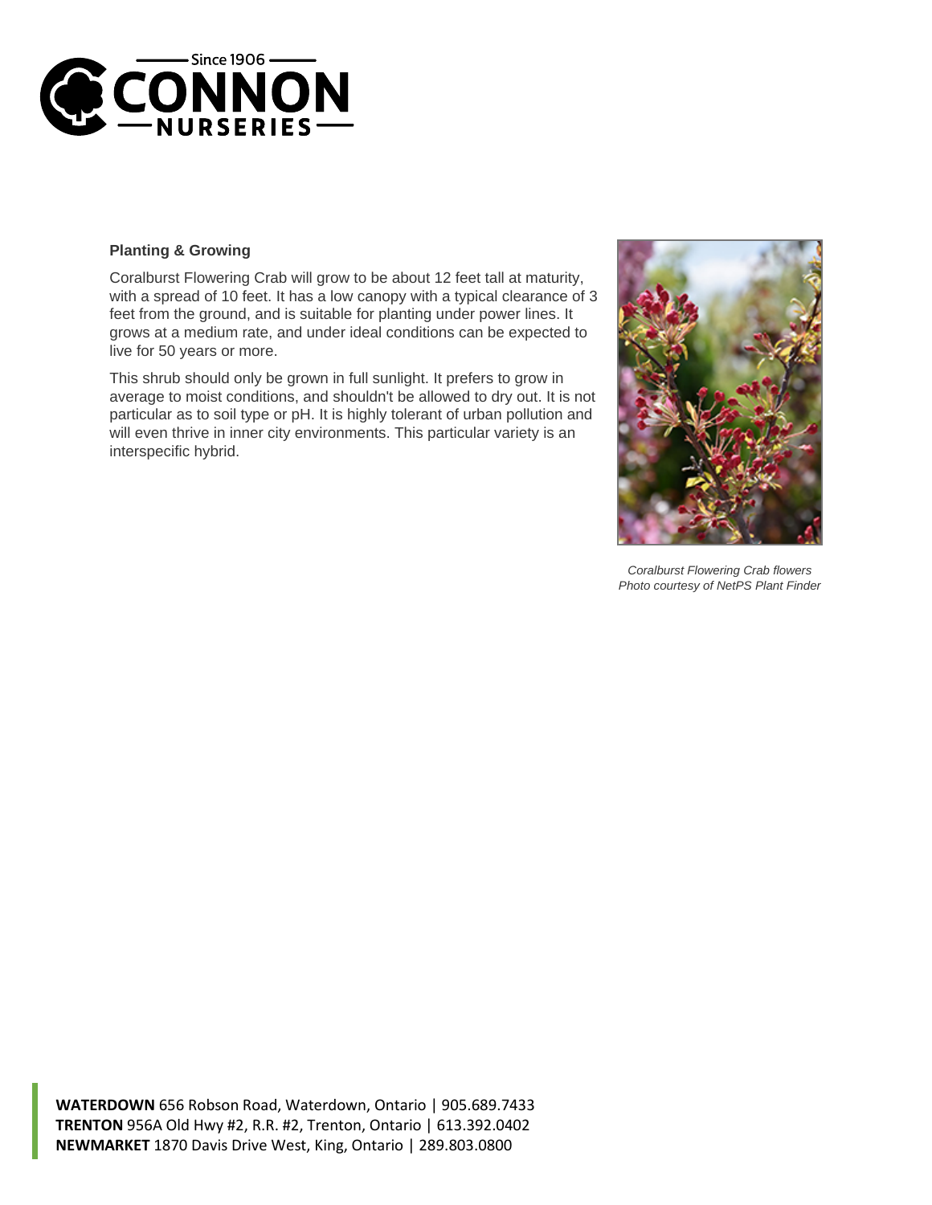### Planting & Growing

Coralburst Flowering Crab will grow to be about 12 feet tall at maturity, with a spread of 10 feet. It has a low canopy with a typical clearance of 3 feet from the ground, and is suitable for planting under power lines. It grows at a medium rate, and under ideal conditions can be expected to live for 50 years or more.

This shrub should only be grown in full sunlight. It prefers to grow in average to moist conditions, and shouldn't be allowed to dry out. It is not particular as to soil type or pH. It is highly tolerant of urban pollution and will even thrive in inner city environments. This particular variety is an interspecific hybrid.

*Coralburst Flowering Crab flowers*
*Photo courtesy of NetPS Plant Finder*

**WATERDOWN** 656 Robson Road, Waterdown, Ontario | 905.689.7433
**TRENTON** 956A Old Hwy #2, R.R. #2, Trenton, Ontario | 613.392.0402
**NEWMARKET** 1870 Davis Drive West, King, Ontario | 289.803.0800